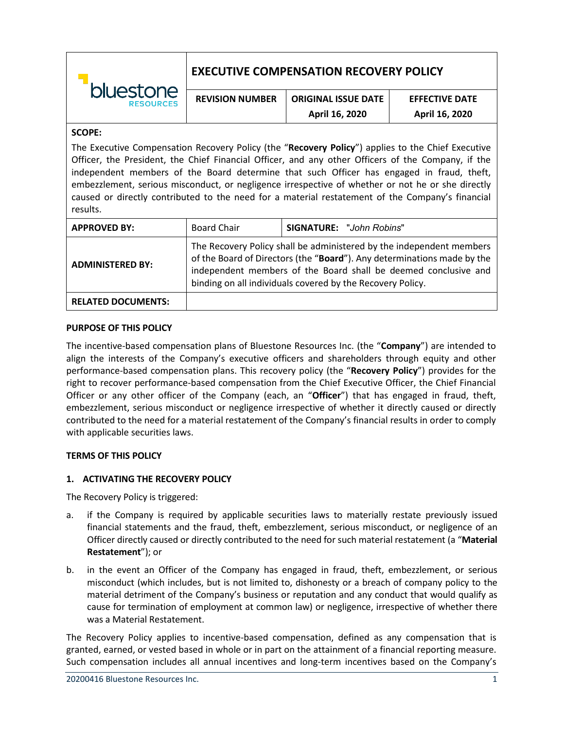| bluestone RESOURCES | **EXECUTIVE COMPENSATION RECOVERY POLICY** | | |
|---|---|---|---|
| | **REVISION NUMBER** | **ORIGINAL ISSUE DATE** April 16, 2020 | **EFFECTIVE DATE** April 16, 2020 |

**SCOPE:**

The Executive Compensation Recovery Policy (the "**Recovery Policy**") applies to the Chief Executive Officer, the President, the Chief Financial Officer, and any other Officers of the Company, if the independent members of the Board determine that such Officer has engaged in fraud, theft, embezzlement, serious misconduct, or negligence irrespective of whether or not he or she directly caused or directly contributed to the need for a material restatement of the Company's financial results.

| **APPROVED BY:** | Board Chair | **SIGNATURE:** "*John Robins*" |
|---|---|---|
| **ADMINISTERED BY:** | The Recovery Policy shall be administered by the independent members of the Board of Directors (the "**Board**"). Any determinations made by the independent members of the Board shall be deemed conclusive and binding on all individuals covered by the Recovery Policy. | |
| **RELATED DOCUMENTS:** | | |

**PURPOSE OF THIS POLICY**

The incentive-based compensation plans of Bluestone Resources Inc. (the "**Company**") are intended to align the interests of the Company's executive officers and shareholders through equity and other performance-based compensation plans. This recovery policy (the "**Recovery Policy**") provides for the right to recover performance-based compensation from the Chief Executive Officer, the Chief Financial Officer or any other officer of the Company (each, an "**Officer**") that has engaged in fraud, theft, embezzlement, serious misconduct or negligence irrespective of whether it directly caused or directly contributed to the need for a material restatement of the Company's financial results in order to comply with applicable securities laws.

**TERMS OF THIS POLICY**

**1. ACTIVATING THE RECOVERY POLICY**

The Recovery Policy is triggered:

a. if the Company is required by applicable securities laws to materially restate previously issued financial statements and the fraud, theft, embezzlement, serious misconduct, or negligence of an Officer directly caused or directly contributed to the need for such material restatement (a "**Material Restatement**"); or

b. in the event an Officer of the Company has engaged in fraud, theft, embezzlement, or serious misconduct (which includes, but is not limited to, dishonesty or a breach of company policy to the material detriment of the Company's business or reputation and any conduct that would qualify as cause for termination of employment at common law) or negligence, irrespective of whether there was a Material Restatement.

The Recovery Policy applies to incentive-based compensation, defined as any compensation that is granted, earned, or vested based in whole or in part on the attainment of a financial reporting measure. Such compensation includes all annual incentives and long-term incentives based on the Company's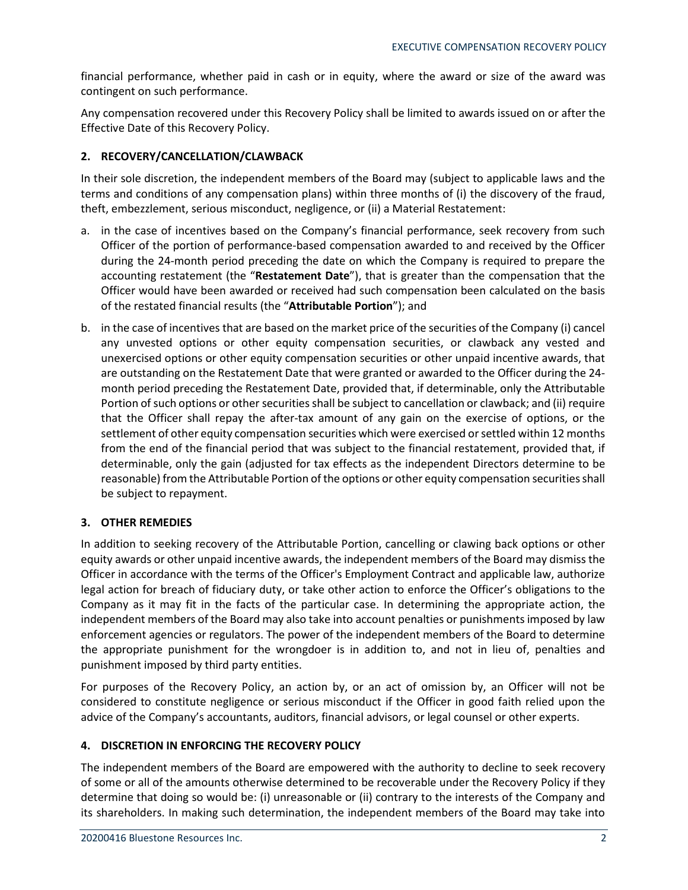financial performance, whether paid in cash or in equity, where the award or size of the award was contingent on such performance.

Any compensation recovered under this Recovery Policy shall be limited to awards issued on or after the Effective Date of this Recovery Policy.

## 2. RECOVERY/CANCELLATION/CLAWBACK

In their sole discretion, the independent members of the Board may (subject to applicable laws and the terms and conditions of any compensation plans) within three months of (i) the discovery of the fraud, theft, embezzlement, serious misconduct, negligence, or (ii) a Material Restatement:

a. in the case of incentives based on the Company's financial performance, seek recovery from such Officer of the portion of performance-based compensation awarded to and received by the Officer during the 24-month period preceding the date on which the Company is required to prepare the accounting restatement (the "**Restatement Date**"), that is greater than the compensation that the Officer would have been awarded or received had such compensation been calculated on the basis of the restated financial results (the "**Attributable Portion**"); and

b. in the case of incentives that are based on the market price of the securities of the Company (i) cancel any unvested options or other equity compensation securities, or clawback any vested and unexercised options or other equity compensation securities or other unpaid incentive awards, that are outstanding on the Restatement Date that were granted or awarded to the Officer during the 24-month period preceding the Restatement Date, provided that, if determinable, only the Attributable Portion of such options or other securities shall be subject to cancellation or clawback; and (ii) require that the Officer shall repay the after-tax amount of any gain on the exercise of options, or the settlement of other equity compensation securities which were exercised or settled within 12 months from the end of the financial period that was subject to the financial restatement, provided that, if determinable, only the gain (adjusted for tax effects as the independent Directors determine to be reasonable) from the Attributable Portion of the options or other equity compensation securities shall be subject to repayment.

## 3. OTHER REMEDIES

In addition to seeking recovery of the Attributable Portion, cancelling or clawing back options or other equity awards or other unpaid incentive awards, the independent members of the Board may dismiss the Officer in accordance with the terms of the Officer's Employment Contract and applicable law, authorize legal action for breach of fiduciary duty, or take other action to enforce the Officer's obligations to the Company as it may fit in the facts of the particular case. In determining the appropriate action, the independent members of the Board may also take into account penalties or punishments imposed by law enforcement agencies or regulators. The power of the independent members of the Board to determine the appropriate punishment for the wrongdoer is in addition to, and not in lieu of, penalties and punishment imposed by third party entities.

For purposes of the Recovery Policy, an action by, or an act of omission by, an Officer will not be considered to constitute negligence or serious misconduct if the Officer in good faith relied upon the advice of the Company's accountants, auditors, financial advisors, or legal counsel or other experts.

## 4. DISCRETION IN ENFORCING THE RECOVERY POLICY

The independent members of the Board are empowered with the authority to decline to seek recovery of some or all of the amounts otherwise determined to be recoverable under the Recovery Policy if they determine that doing so would be: (i) unreasonable or (ii) contrary to the interests of the Company and its shareholders. In making such determination, the independent members of the Board may take into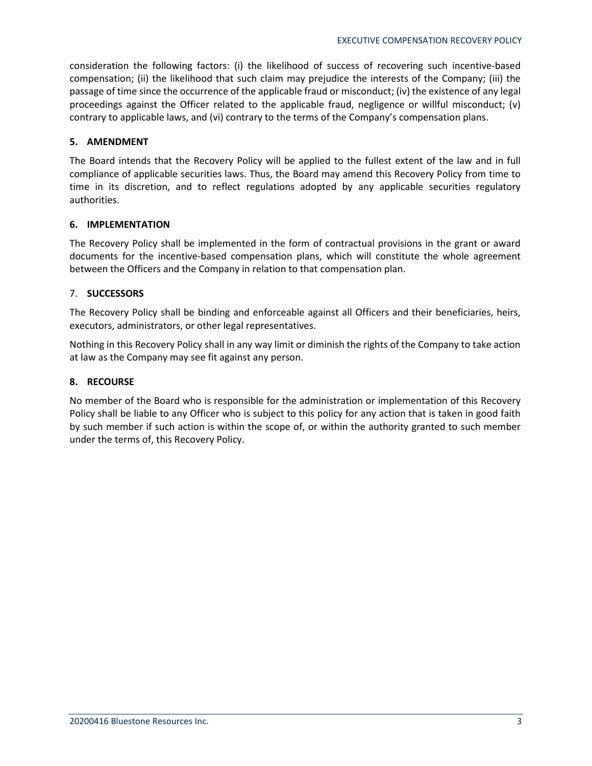consideration the following factors: (i) the likelihood of success of recovering such incentive-based compensation; (ii) the likelihood that such claim may prejudice the interests of the Company; (iii) the passage of time since the occurrence of the applicable fraud or misconduct; (iv) the existence of any legal proceedings against the Officer related to the applicable fraud, negligence or willful misconduct; (v) contrary to applicable laws, and (vi) contrary to the terms of the Company's compensation plans.

## 5. AMENDMENT

The Board intends that the Recovery Policy will be applied to the fullest extent of the law and in full compliance of applicable securities laws. Thus, the Board may amend this Recovery Policy from time to time in its discretion, and to reflect regulations adopted by any applicable securities regulatory authorities.

## 6. IMPLEMENTATION

The Recovery Policy shall be implemented in the form of contractual provisions in the grant or award documents for the incentive-based compensation plans, which will constitute the whole agreement between the Officers and the Company in relation to that compensation plan.

## 7. SUCCESSORS

The Recovery Policy shall be binding and enforceable against all Officers and their beneficiaries, heirs, executors, administrators, or other legal representatives.

Nothing in this Recovery Policy shall in any way limit or diminish the rights of the Company to take action at law as the Company may see fit against any person.

## 8. RECOURSE

No member of the Board who is responsible for the administration or implementation of this Recovery Policy shall be liable to any Officer who is subject to this policy for any action that is taken in good faith by such member if such action is within the scope of, or within the authority granted to such member under the terms of, this Recovery Policy.